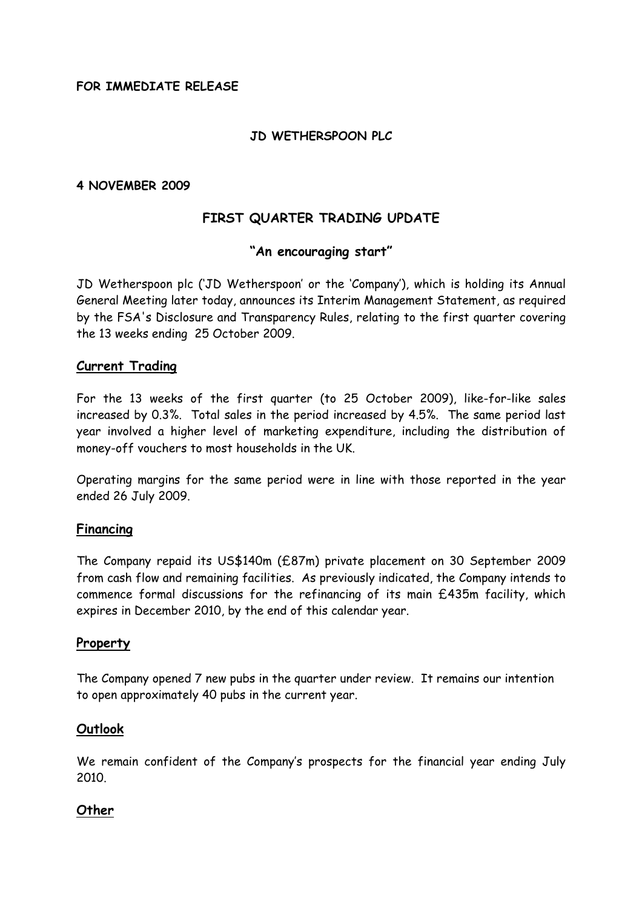**FOR IMMEDIATE RELEASE**

**JD WETHERSPOON PLC**

**4 NOVEMBER 2009**

# FIRST QUARTER TRADING UPDATE

**"An encouraging start"**

JD Wetherspoon plc ('JD Wetherspoon' or the 'Company'), which is holding its Annual General Meeting later today, announces its Interim Management Statement, as required by the FSA's Disclosure and Transparency Rules, relating to the first quarter covering the 13 weeks ending 25 October 2009.

## Current Trading

For the 13 weeks of the first quarter (to 25 October 2009), like-for-like sales increased by 0.3%. Total sales in the period increased by 4.5%. The same period last year involved a higher level of marketing expenditure, including the distribution of money-off vouchers to most households in the UK.

Operating margins for the same period were in line with those reported in the year ended 26 July 2009.

## Financing

The Company repaid its US$140m (£87m) private placement on 30 September 2009 from cash flow and remaining facilities. As previously indicated, the Company intends to commence formal discussions for the refinancing of its main £435m facility, which expires in December 2010, by the end of this calendar year.

## Property

The Company opened 7 new pubs in the quarter under review. It remains our intention to open approximately 40 pubs in the current year.

## Outlook

We remain confident of the Company's prospects for the financial year ending July 2010.

## Other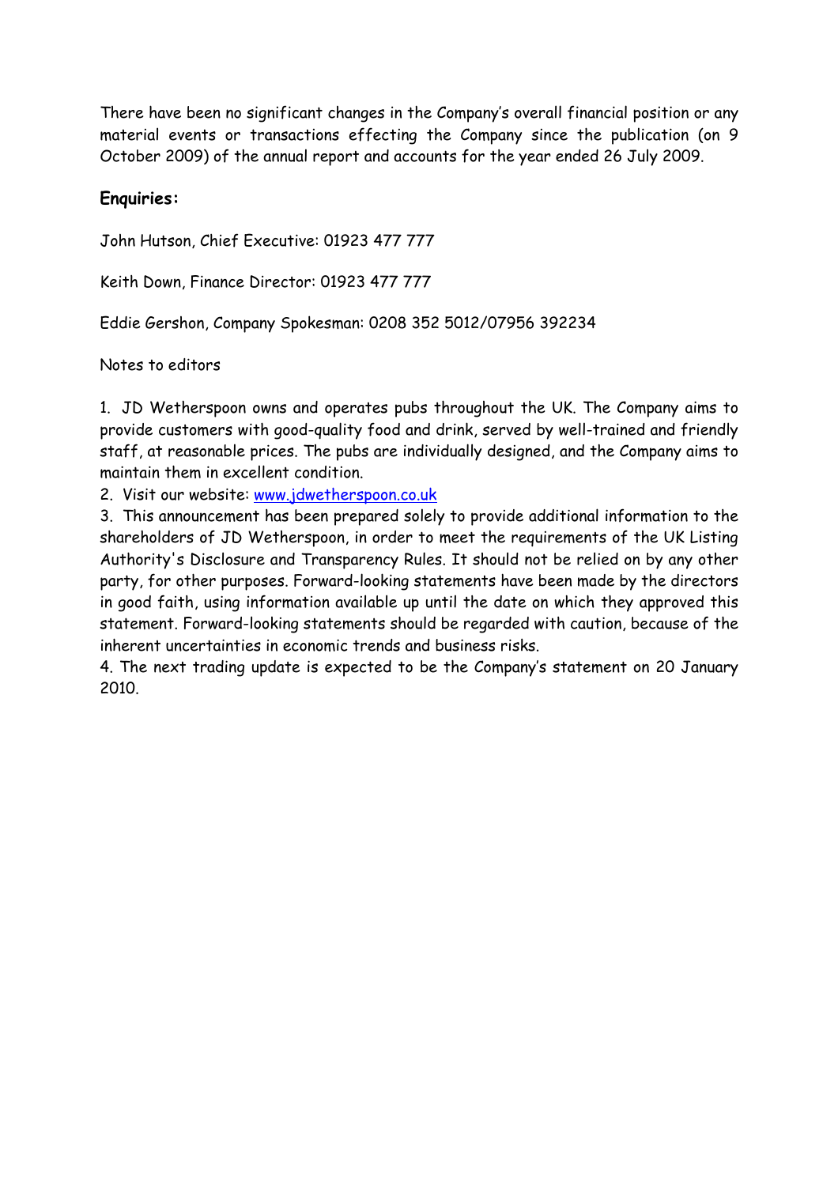There have been no significant changes in the Company's overall financial position or any material events or transactions effecting the Company since the publication (on 9 October 2009) of the annual report and accounts for the year ended 26 July 2009.

**Enquiries:**

John Hutson, Chief Executive: 01923 477 777

Keith Down, Finance Director: 01923 477 777

Eddie Gershon, Company Spokesman: 0208 352 5012/07956 392234

Notes to editors

1. JD Wetherspoon owns and operates pubs throughout the UK. The Company aims to provide customers with good-quality food and drink, served by well-trained and friendly staff, at reasonable prices. The pubs are individually designed, and the Company aims to maintain them in excellent condition.
2. Visit our website: [www.jdwetherspoon.co.uk](http://www.jdwetherspoon.co.uk)
3. This announcement has been prepared solely to provide additional information to the shareholders of JD Wetherspoon, in order to meet the requirements of the UK Listing Authority's Disclosure and Transparency Rules. It should not be relied on by any other party, for other purposes. Forward-looking statements have been made by the directors in good faith, using information available up until the date on which they approved this statement. Forward-looking statements should be regarded with caution, because of the inherent uncertainties in economic trends and business risks.
4. The next trading update is expected to be the Company's statement on 20 January 2010.